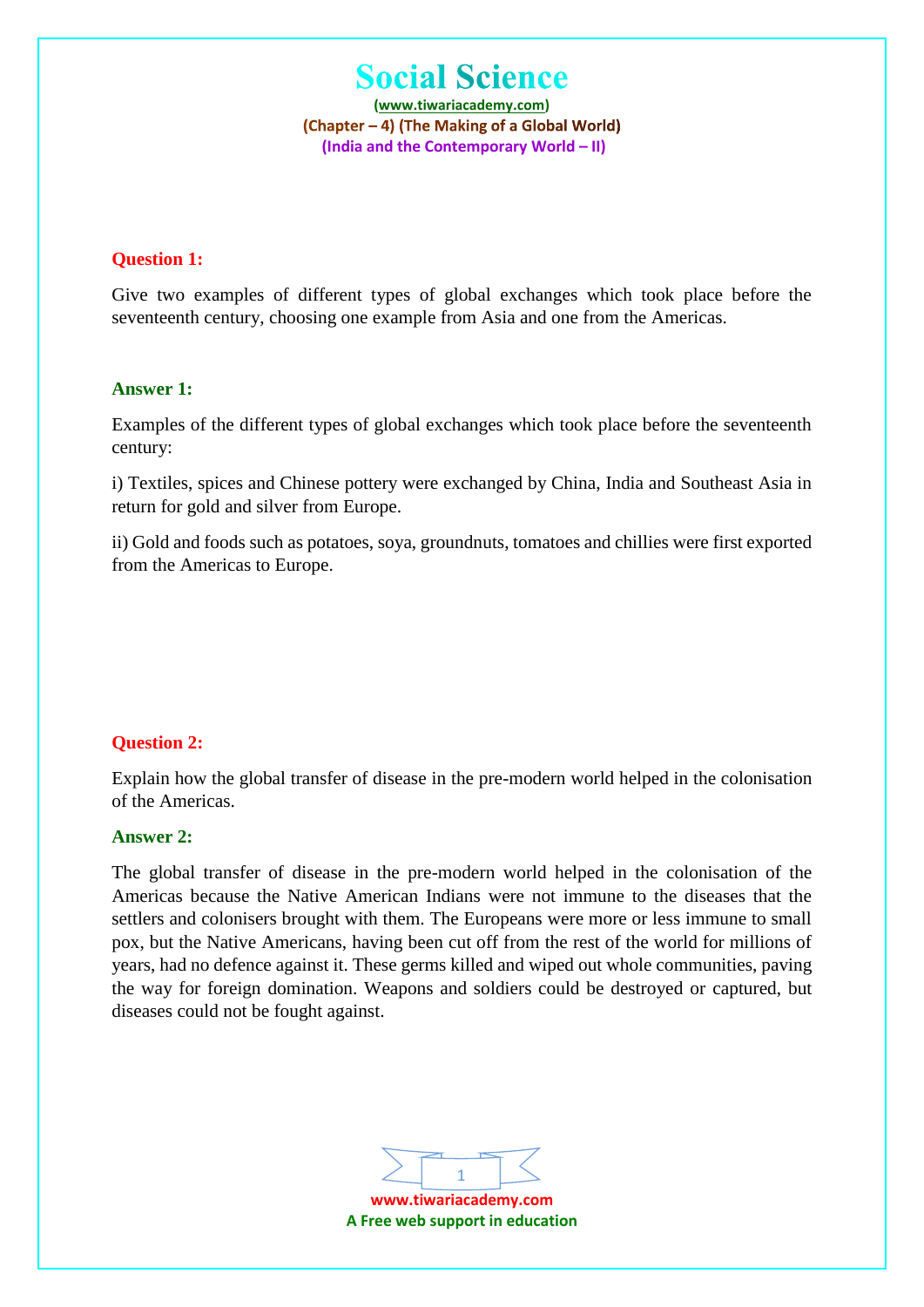# Social Science

(www.tiwariacademy.com)

(Chapter – 4) (The Making of a Global World)

(India and the Contemporary World – II)

**Question 1:**

Give two examples of different types of global exchanges which took place before the seventeenth century, choosing one example from Asia and one from the Americas.

**Answer 1:**

Examples of the different types of global exchanges which took place before the seventeenth century:

i) Textiles, spices and Chinese pottery were exchanged by China, India and Southeast Asia in return for gold and silver from Europe.

ii) Gold and foods such as potatoes, soya, groundnuts, tomatoes and chillies were first exported from the Americas to Europe.

**Question 2:**

Explain how the global transfer of disease in the pre-modern world helped in the colonisation of the Americas.

**Answer 2:**

The global transfer of disease in the pre-modern world helped in the colonisation of the Americas because the Native American Indians were not immune to the diseases that the settlers and colonisers brought with them. The Europeans were more or less immune to small pox, but the Native Americans, having been cut off from the rest of the world for millions of years, had no defence against it. These germs killed and wiped out whole communities, paving the way for foreign domination. Weapons and soldiers could be destroyed or captured, but diseases could not be fought against.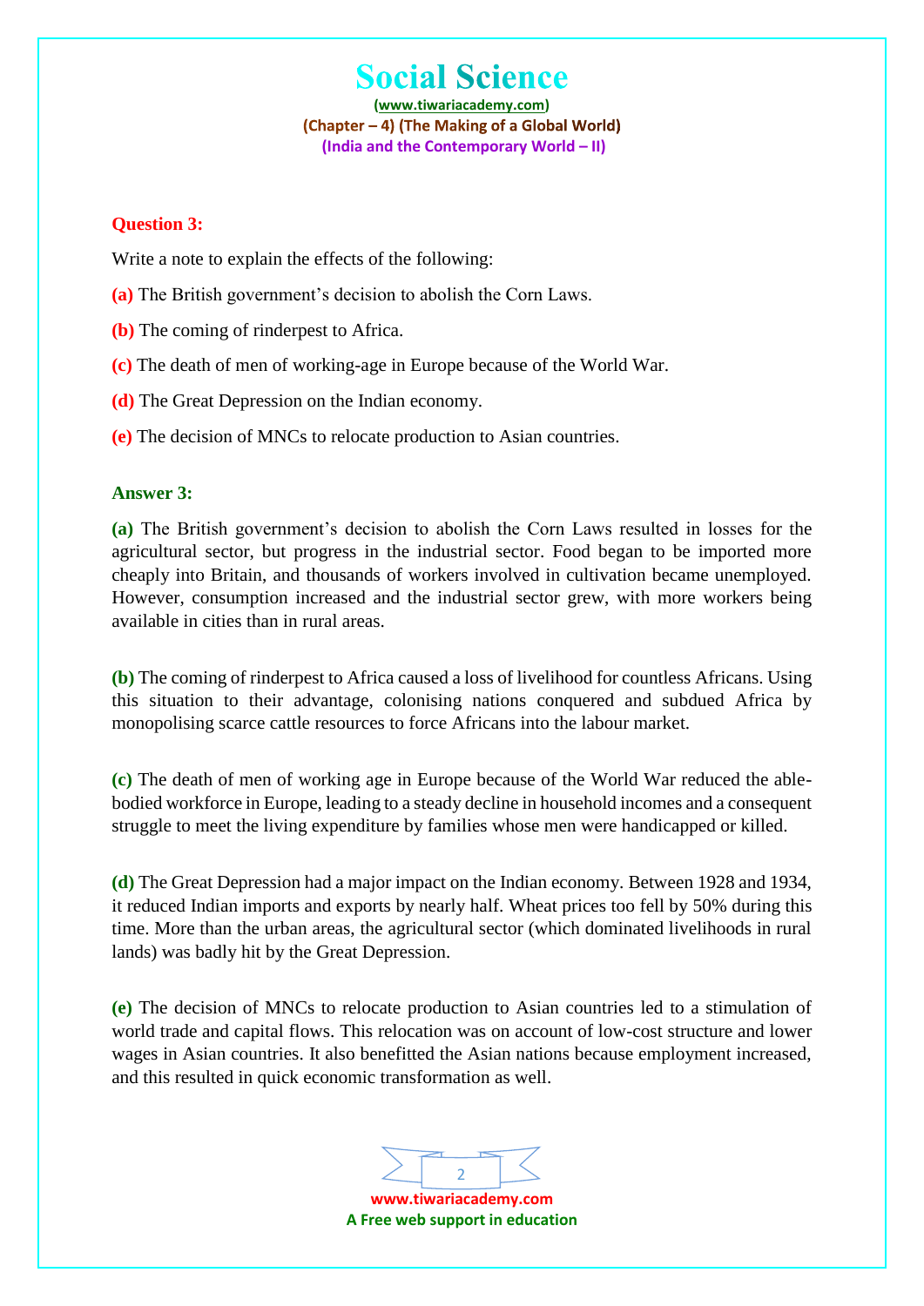**Question 3:**

Write a note to explain the effects of the following:

**(a)** The British government's decision to abolish the Corn Laws.

**(b)** The coming of rinderpest to Africa.

**(c)** The death of men of working-age in Europe because of the World War.

**(d)** The Great Depression on the Indian economy.

**(e)** The decision of MNCs to relocate production to Asian countries.

**Answer 3:**

**(a)** The British government's decision to abolish the Corn Laws resulted in losses for the agricultural sector, but progress in the industrial sector. Food began to be imported more cheaply into Britain, and thousands of workers involved in cultivation became unemployed. However, consumption increased and the industrial sector grew, with more workers being available in cities than in rural areas.

**(b)** The coming of rinderpest to Africa caused a loss of livelihood for countless Africans. Using this situation to their advantage, colonising nations conquered and subdued Africa by monopolising scarce cattle resources to force Africans into the labour market.

**(c)** The death of men of working age in Europe because of the World War reduced the able-bodied workforce in Europe, leading to a steady decline in household incomes and a consequent struggle to meet the living expenditure by families whose men were handicapped or killed.

**(d)** The Great Depression had a major impact on the Indian economy. Between 1928 and 1934, it reduced Indian imports and exports by nearly half. Wheat prices too fell by 50% during this time. More than the urban areas, the agricultural sector (which dominated livelihoods in rural lands) was badly hit by the Great Depression.

**(e)** The decision of MNCs to relocate production to Asian countries led to a stimulation of world trade and capital flows. This relocation was on account of low-cost structure and lower wages in Asian countries. It also benefitted the Asian nations because employment increased, and this resulted in quick economic transformation as well.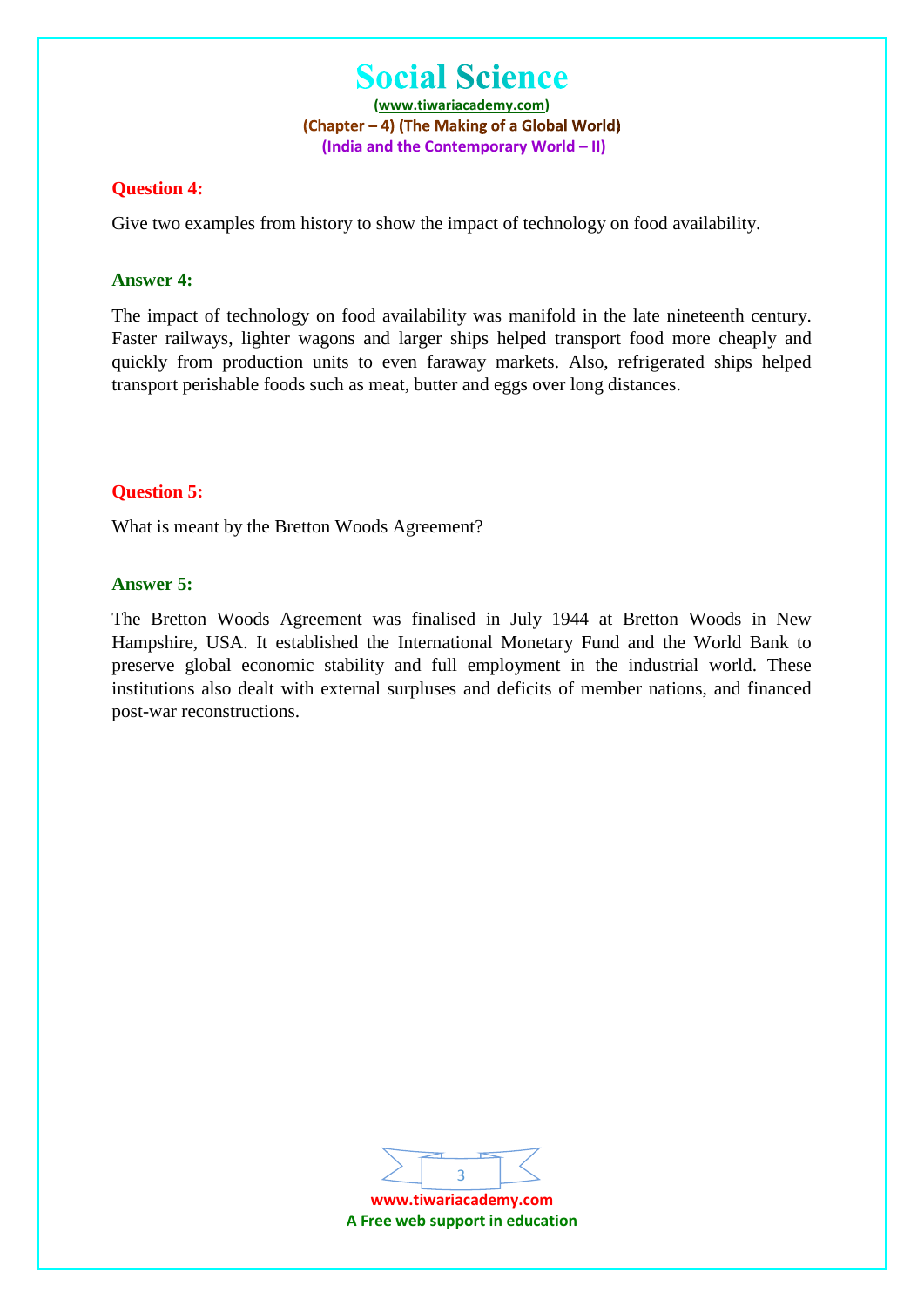**Question 4:**

Give two examples from history to show the impact of technology on food availability.

**Answer 4:**

The impact of technology on food availability was manifold in the late nineteenth century. Faster railways, lighter wagons and larger ships helped transport food more cheaply and quickly from production units to even faraway markets. Also, refrigerated ships helped transport perishable foods such as meat, butter and eggs over long distances.

**Question 5:**

What is meant by the Bretton Woods Agreement?

**Answer 5:**

The Bretton Woods Agreement was finalised in July 1944 at Bretton Woods in New Hampshire, USA. It established the International Monetary Fund and the World Bank to preserve global economic stability and full employment in the industrial world. These institutions also dealt with external surpluses and deficits of member nations, and financed post-war reconstructions.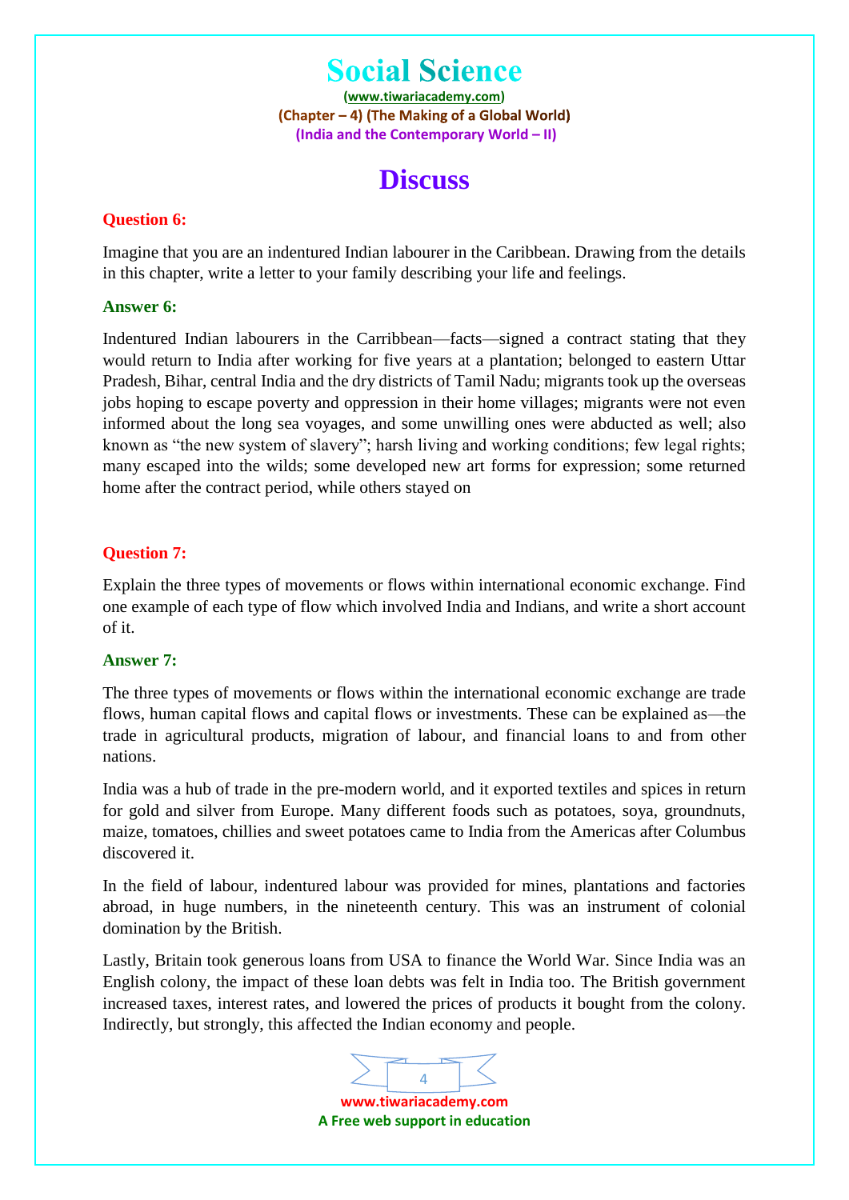# Social Science

(www.tiwariacademy.com)
(Chapter – 4) (The Making of a Global World)
(India and the Contemporary World – II)

## Discuss

**Question 6:**

Imagine that you are an indentured Indian labourer in the Caribbean. Drawing from the details in this chapter, write a letter to your family describing your life and feelings.

**Answer 6:**

Indentured Indian labourers in the Carribbean—facts—signed a contract stating that they would return to India after working for five years at a plantation; belonged to eastern Uttar Pradesh, Bihar, central India and the dry districts of Tamil Nadu; migrants took up the overseas jobs hoping to escape poverty and oppression in their home villages; migrants were not even informed about the long sea voyages, and some unwilling ones were abducted as well; also known as "the new system of slavery"; harsh living and working conditions; few legal rights; many escaped into the wilds; some developed new art forms for expression; some returned home after the contract period, while others stayed on

**Question 7:**

Explain the three types of movements or flows within international economic exchange. Find one example of each type of flow which involved India and Indians, and write a short account of it.

**Answer 7:**

The three types of movements or flows within the international economic exchange are trade flows, human capital flows and capital flows or investments. These can be explained as—the trade in agricultural products, migration of labour, and financial loans to and from other nations.

India was a hub of trade in the pre-modern world, and it exported textiles and spices in return for gold and silver from Europe. Many different foods such as potatoes, soya, groundnuts, maize, tomatoes, chillies and sweet potatoes came to India from the Americas after Columbus discovered it.

In the field of labour, indentured labour was provided for mines, plantations and factories abroad, in huge numbers, in the nineteenth century. This was an instrument of colonial domination by the British.

Lastly, Britain took generous loans from USA to finance the World War. Since India was an English colony, the impact of these loan debts was felt in India too. The British government increased taxes, interest rates, and lowered the prices of products it bought from the colony. Indirectly, but strongly, this affected the Indian economy and people.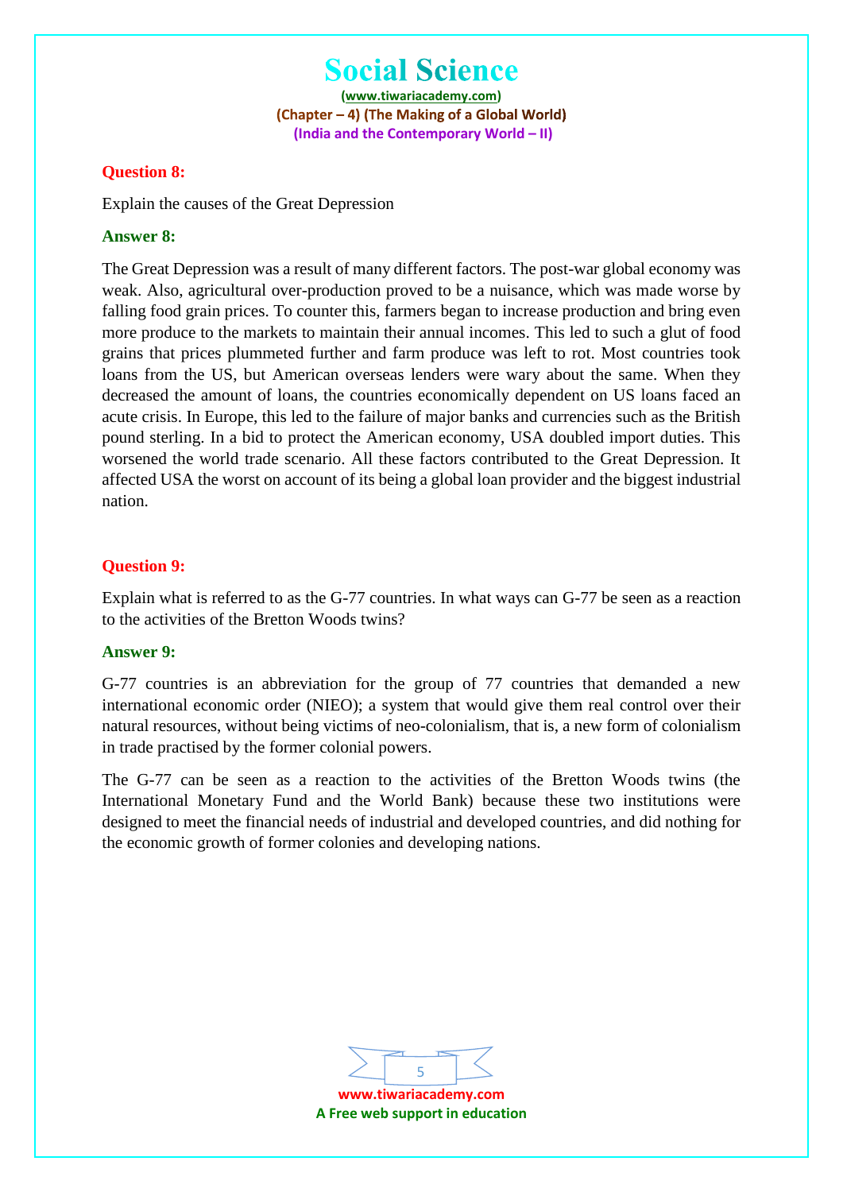**Question 8:**

Explain the causes of the Great Depression

**Answer 8:**

The Great Depression was a result of many different factors. The post-war global economy was weak. Also, agricultural over-production proved to be a nuisance, which was made worse by falling food grain prices. To counter this, farmers began to increase production and bring even more produce to the markets to maintain their annual incomes. This led to such a glut of food grains that prices plummeted further and farm produce was left to rot. Most countries took loans from the US, but American overseas lenders were wary about the same. When they decreased the amount of loans, the countries economically dependent on US loans faced an acute crisis. In Europe, this led to the failure of major banks and currencies such as the British pound sterling. In a bid to protect the American economy, USA doubled import duties. This worsened the world trade scenario. All these factors contributed to the Great Depression. It affected USA the worst on account of its being a global loan provider and the biggest industrial nation.

**Question 9:**

Explain what is referred to as the G-77 countries. In what ways can G-77 be seen as a reaction to the activities of the Bretton Woods twins?

**Answer 9:**

G-77 countries is an abbreviation for the group of 77 countries that demanded a new international economic order (NIEO); a system that would give them real control over their natural resources, without being victims of neo-colonialism, that is, a new form of colonialism in trade practised by the former colonial powers.

The G-77 can be seen as a reaction to the activities of the Bretton Woods twins (the International Monetary Fund and the World Bank) because these two institutions were designed to meet the financial needs of industrial and developed countries, and did nothing for the economic growth of former colonies and developing nations.